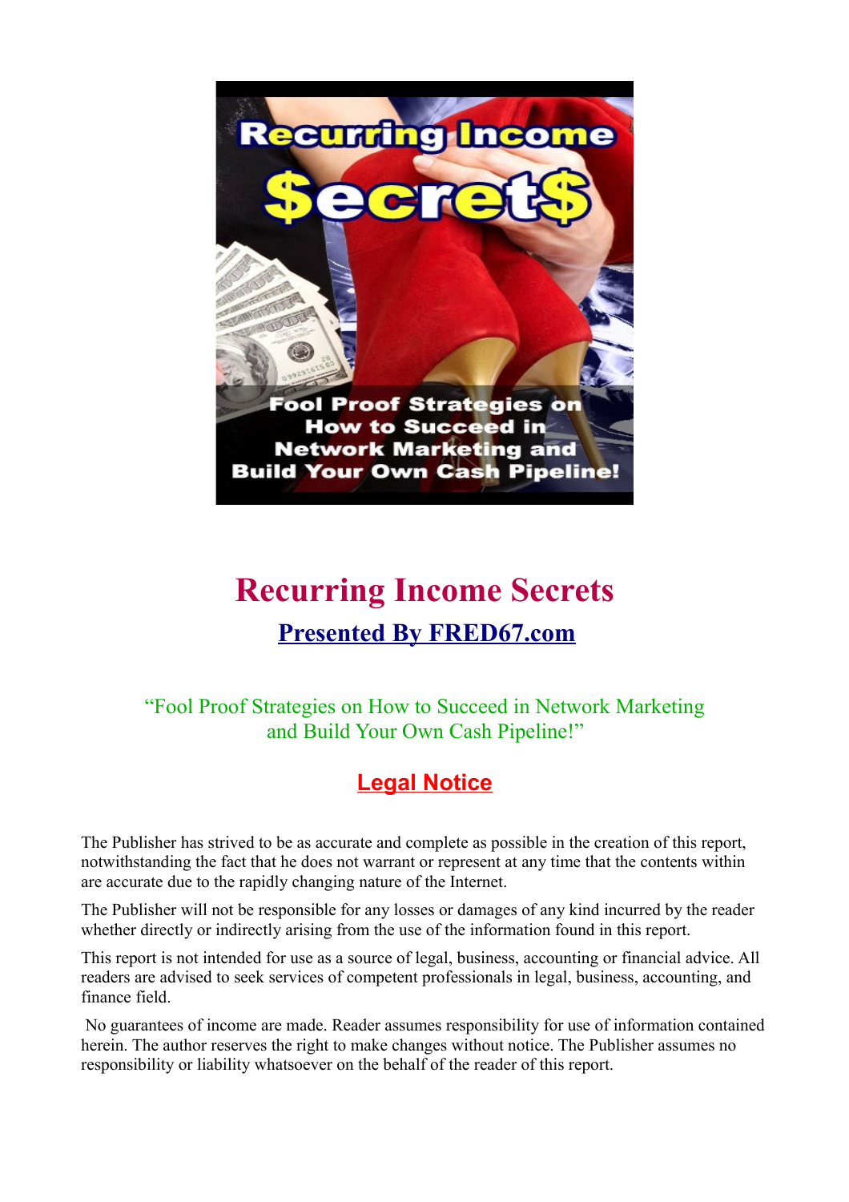# Recurring Income Secrets

## Presented By FRED67.com

"Fool Proof Strategies on How to Succeed in Network Marketing and Build Your Own Cash Pipeline!"

### Legal Notice

The Publisher has strived to be as accurate and complete as possible in the creation of this report, notwithstanding the fact that he does not warrant or represent at any time that the contents within are accurate due to the rapidly changing nature of the Internet.

The Publisher will not be responsible for any losses or damages of any kind incurred by the reader whether directly or indirectly arising from the use of the information found in this report.

This report is not intended for use as a source of legal, business, accounting or financial advice. All readers are advised to seek services of competent professionals in legal, business, accounting, and finance field.

No guarantees of income are made. Reader assumes responsibility for use of information contained herein. The author reserves the right to make changes without notice. The Publisher assumes no responsibility or liability whatsoever on the behalf of the reader of this report.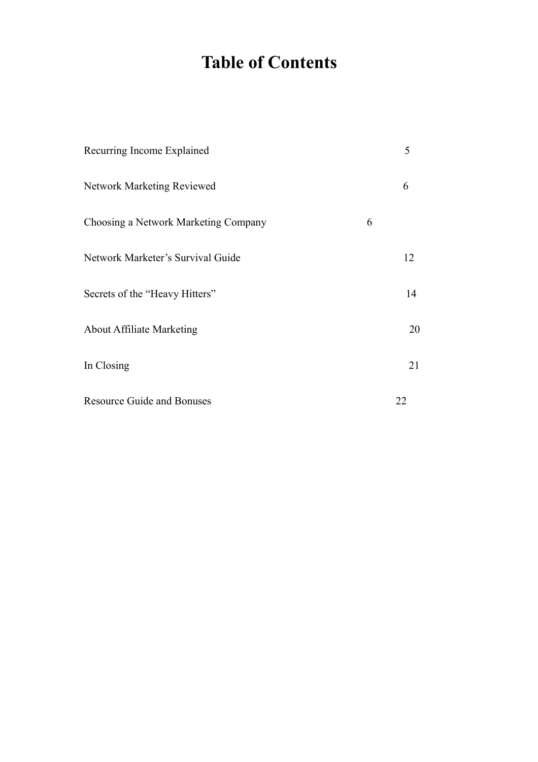# Table of Contents

| | |
|---|---|
| Recurring Income Explained | 5 |
| Network Marketing Reviewed | 6 |
| Choosing a Network Marketing Company | 6 |
| Network Marketer's Survival Guide | 12 |
| Secrets of the "Heavy Hitters" | 14 |
| About Affiliate Marketing | 20 |
| In Closing | 21 |
| Resource Guide and Bonuses | 22 |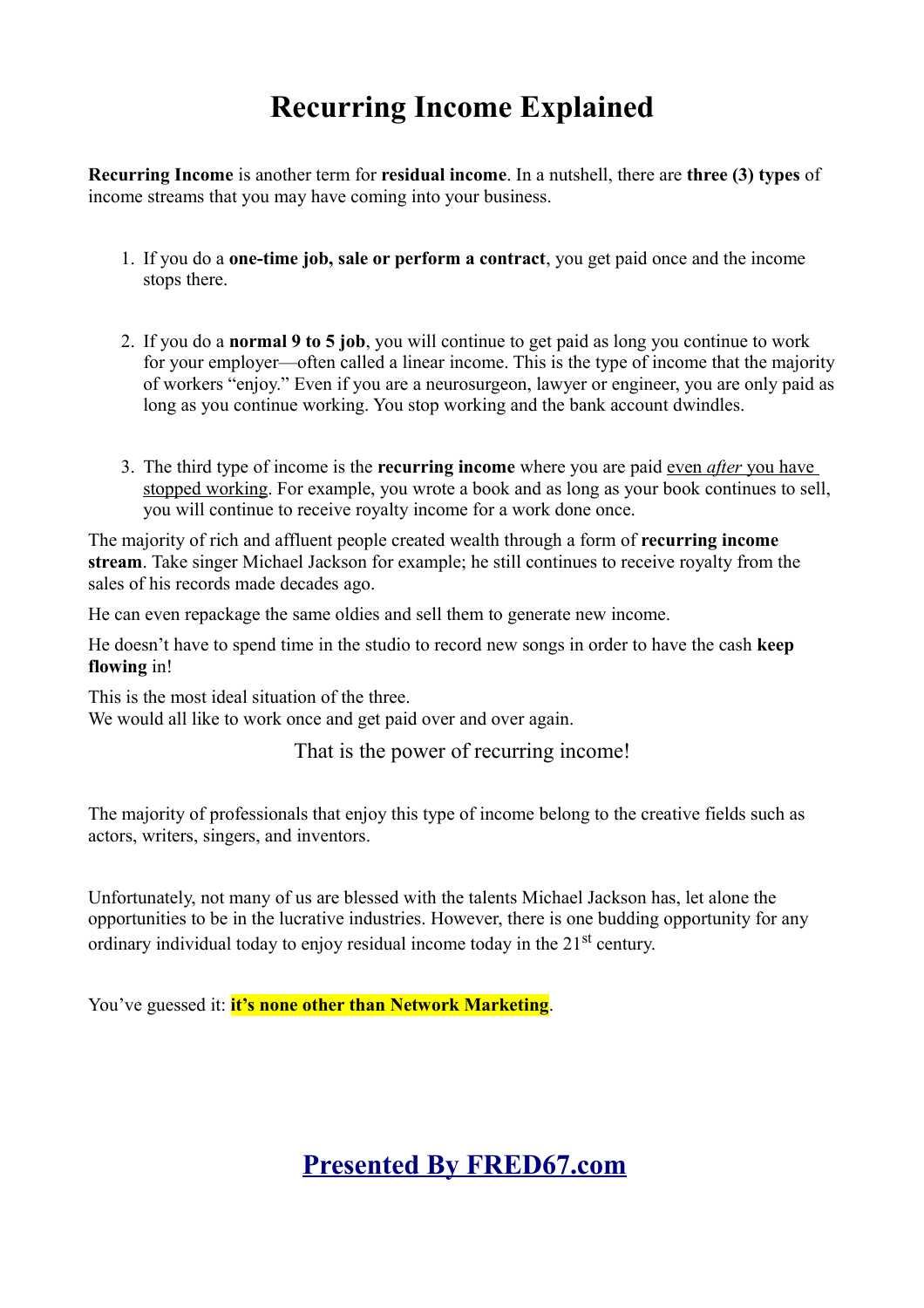# Recurring Income Explained

**Recurring Income** is another term for **residual income**. In a nutshell, there are **three (3) types** of income streams that you may have coming into your business.

1. If you do a **one-time job, sale or perform a contract**, you get paid once and the income stops there.

2. If you do a **normal 9 to 5 job**, you will continue to get paid as long you continue to work for your employer—often called a linear income. This is the type of income that the majority of workers "enjoy." Even if you are a neurosurgeon, lawyer or engineer, you are only paid as long as you continue working. You stop working and the bank account dwindles.

3. The third type of income is the **recurring income** where you are paid even *after* you have stopped working. For example, you wrote a book and as long as your book continues to sell, you will continue to receive royalty income for a work done once.

The majority of rich and affluent people created wealth through a form of **recurring income stream**. Take singer Michael Jackson for example; he still continues to receive royalty from the sales of his records made decades ago.

He can even repackage the same oldies and sell them to generate new income.

He doesn't have to spend time in the studio to record new songs in order to have the cash **keep flowing** in!

This is the most ideal situation of the three.
We would all like to work once and get paid over and over again.

That is the power of recurring income!

The majority of professionals that enjoy this type of income belong to the creative fields such as actors, writers, singers, and inventors.

Unfortunately, not many of us are blessed with the talents Michael Jackson has, let alone the opportunities to be in the lucrative industries. However, there is one budding opportunity for any ordinary individual today to enjoy residual income today in the 21st century.

You've guessed it: **it's none other than Network Marketing**.

## Presented By FRED67.com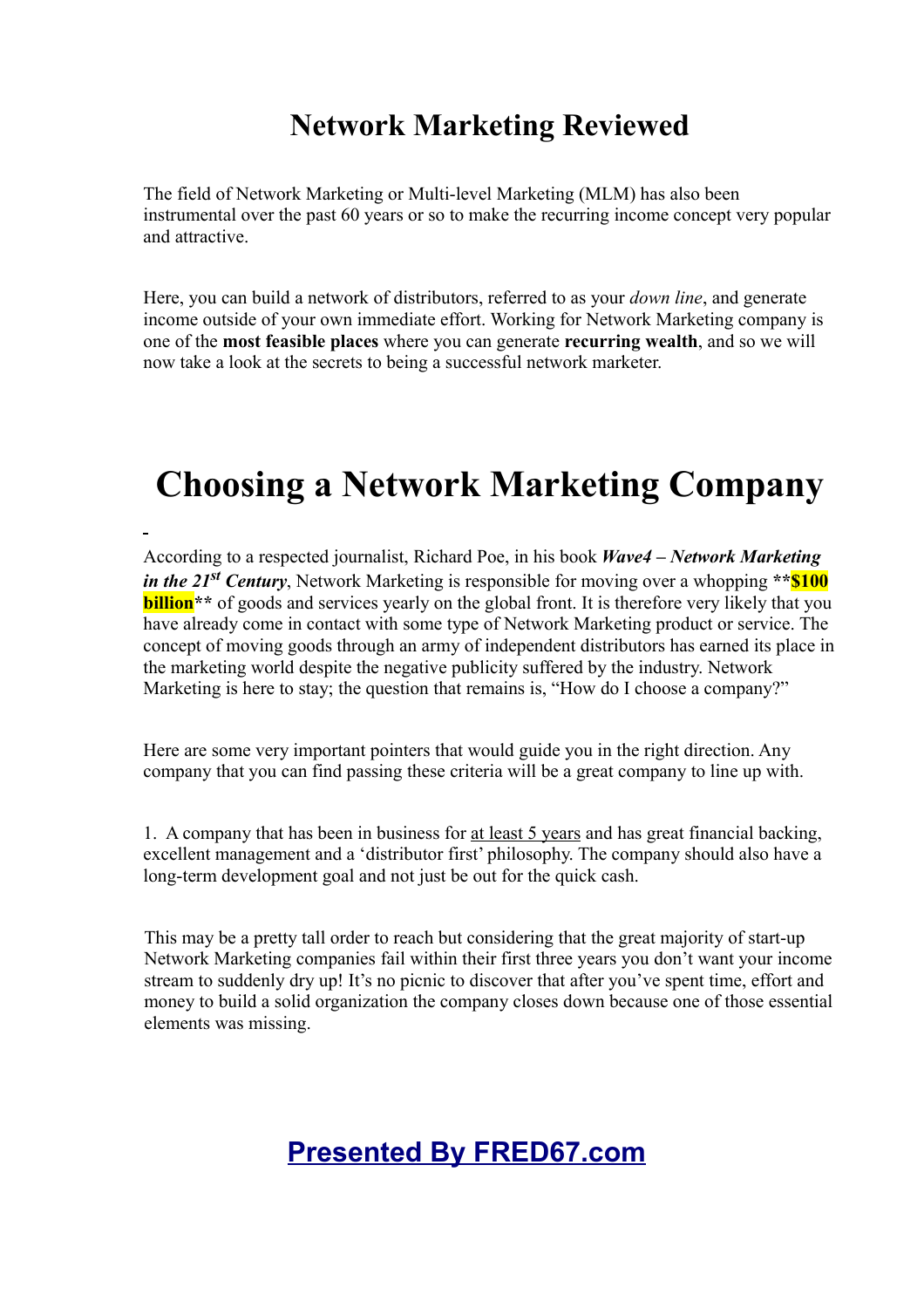## Network Marketing Reviewed

The field of Network Marketing or Multi-level Marketing (MLM) has also been instrumental over the past 60 years or so to make the recurring income concept very popular and attractive.

Here, you can build a network of distributors, referred to as your *down line*, and generate income outside of your own immediate effort. Working for Network Marketing company is one of the **most feasible places** where you can generate **recurring wealth**, and so we will now take a look at the secrets to being a successful network marketer.

# Choosing a Network Marketing Company

According to a respected journalist, Richard Poe, in his book ***Wave4 – Network Marketing in the 21st Century***, Network Marketing is responsible for moving over a whopping **\*\*$100 billion\*\*** of goods and services yearly on the global front. It is therefore very likely that you have already come in contact with some type of Network Marketing product or service. The concept of moving goods through an army of independent distributors has earned its place in the marketing world despite the negative publicity suffered by the industry. Network Marketing is here to stay; the question that remains is, "How do I choose a company?"

Here are some very important pointers that would guide you in the right direction. Any company that you can find passing these criteria will be a great company to line up with.

1. A company that has been in business for at least 5 years and has great financial backing, excellent management and a 'distributor first' philosophy. The company should also have a long-term development goal and not just be out for the quick cash.

This may be a pretty tall order to reach but considering that the great majority of start-up Network Marketing companies fail within their first three years you don't want your income stream to suddenly dry up! It's no picnic to discover that after you've spent time, effort and money to build a solid organization the company closes down because one of those essential elements was missing.

**Presented By FRED67.com**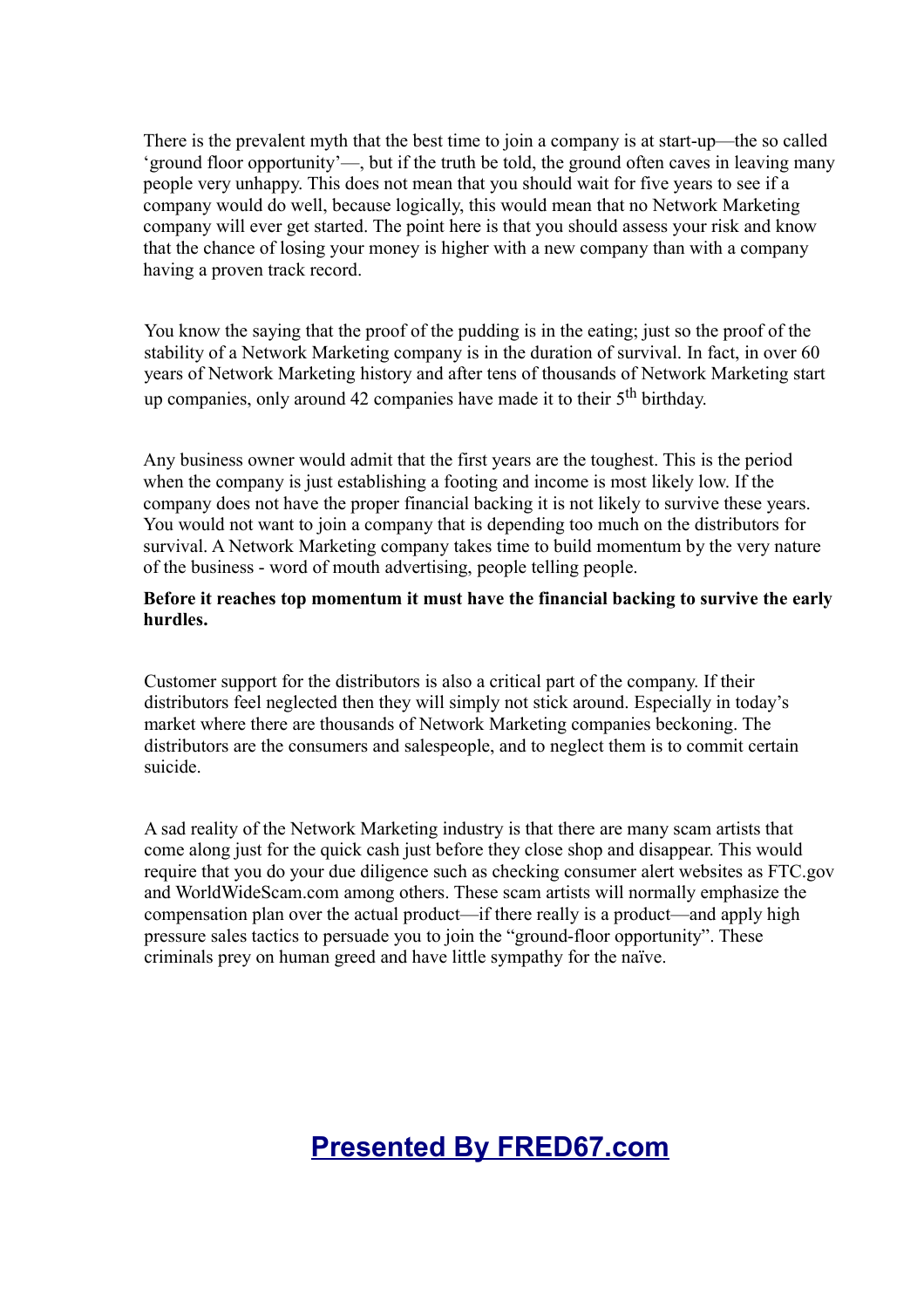There is the prevalent myth that the best time to join a company is at start-up—the so called 'ground floor opportunity'—, but if the truth be told, the ground often caves in leaving many people very unhappy. This does not mean that you should wait for five years to see if a company would do well, because logically, this would mean that no Network Marketing company will ever get started. The point here is that you should assess your risk and know that the chance of losing your money is higher with a new company than with a company having a proven track record.

You know the saying that the proof of the pudding is in the eating; just so the proof of the stability of a Network Marketing company is in the duration of survival. In fact, in over 60 years of Network Marketing history and after tens of thousands of Network Marketing start up companies, only around 42 companies have made it to their 5th birthday.

Any business owner would admit that the first years are the toughest. This is the period when the company is just establishing a footing and income is most likely low. If the company does not have the proper financial backing it is not likely to survive these years. You would not want to join a company that is depending too much on the distributors for survival. A Network Marketing company takes time to build momentum by the very nature of the business - word of mouth advertising, people telling people.

**Before it reaches top momentum it must have the financial backing to survive the early hurdles.**

Customer support for the distributors is also a critical part of the company. If their distributors feel neglected then they will simply not stick around. Especially in today's market where there are thousands of Network Marketing companies beckoning. The distributors are the consumers and salespeople, and to neglect them is to commit certain suicide.

A sad reality of the Network Marketing industry is that there are many scam artists that come along just for the quick cash just before they close shop and disappear. This would require that you do your due diligence such as checking consumer alert websites as FTC.gov and WorldWideScam.com among others. These scam artists will normally emphasize the compensation plan over the actual product—if there really is a product—and apply high pressure sales tactics to persuade you to join the "ground-floor opportunity". These criminals prey on human greed and have little sympathy for the naïve.

**Presented By FRED67.com**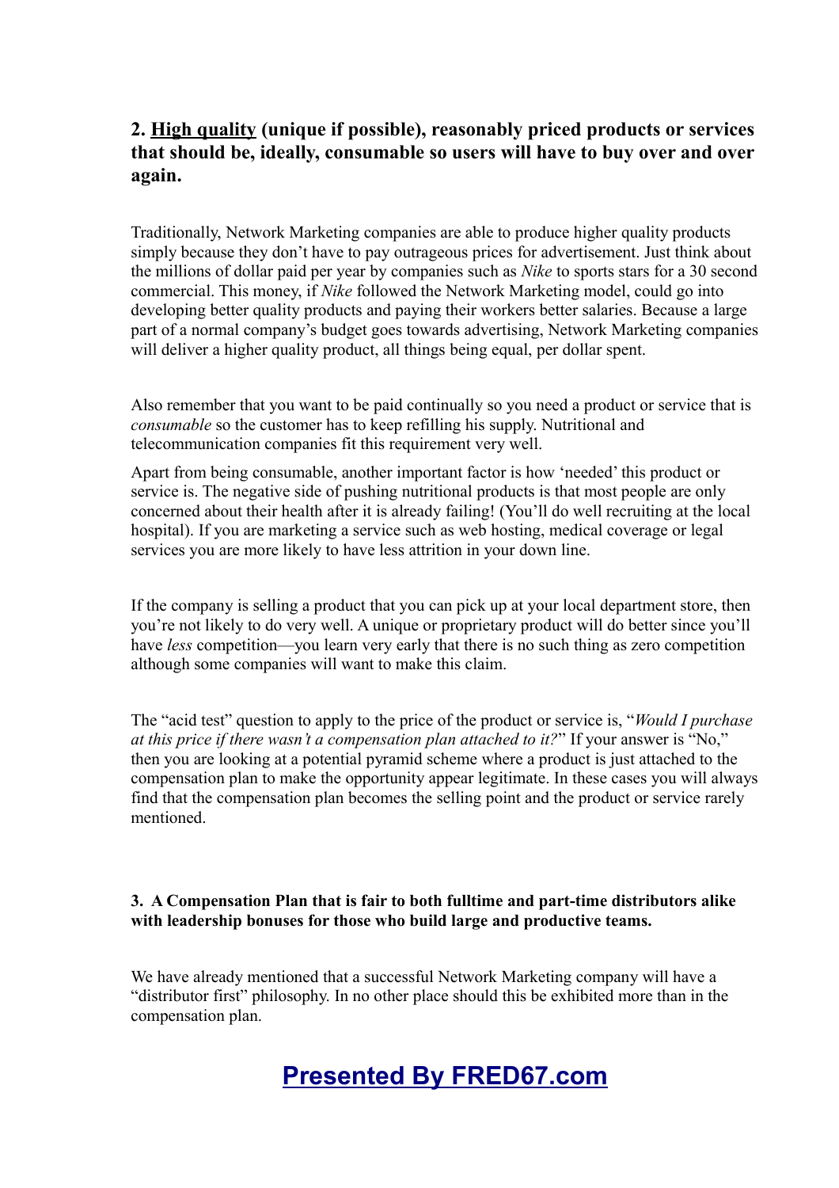### 2. <u>High quality</u> (unique if possible), reasonably priced products or services that should be, ideally, consumable so users will have to buy over and over again.

Traditionally, Network Marketing companies are able to produce higher quality products simply because they don't have to pay outrageous prices for advertisement. Just think about the millions of dollar paid per year by companies such as *Nike* to sports stars for a 30 second commercial. This money, if *Nike* followed the Network Marketing model, could go into developing better quality products and paying their workers better salaries. Because a large part of a normal company's budget goes towards advertising, Network Marketing companies will deliver a higher quality product, all things being equal, per dollar spent.

Also remember that you want to be paid continually so you need a product or service that is *consumable* so the customer has to keep refilling his supply. Nutritional and telecommunication companies fit this requirement very well.

Apart from being consumable, another important factor is how 'needed' this product or service is. The negative side of pushing nutritional products is that most people are only concerned about their health after it is already failing! (You'll do well recruiting at the local hospital). If you are marketing a service such as web hosting, medical coverage or legal services you are more likely to have less attrition in your down line.

If the company is selling a product that you can pick up at your local department store, then you're not likely to do very well. A unique or proprietary product will do better since you'll have *less* competition—you learn very early that there is no such thing as zero competition although some companies will want to make this claim.

The "acid test" question to apply to the price of the product or service is, "*Would I purchase at this price if there wasn't a compensation plan attached to it?*" If your answer is "No," then you are looking at a potential pyramid scheme where a product is just attached to the compensation plan to make the opportunity appear legitimate. In these cases you will always find that the compensation plan becomes the selling point and the product or service rarely mentioned.

#### 3. A Compensation Plan that is fair to both fulltime and part-time distributors alike with leadership bonuses for those who build large and productive teams.

We have already mentioned that a successful Network Marketing company will have a "distributor first" philosophy. In no other place should this be exhibited more than in the compensation plan.

**Presented By FRED67.com**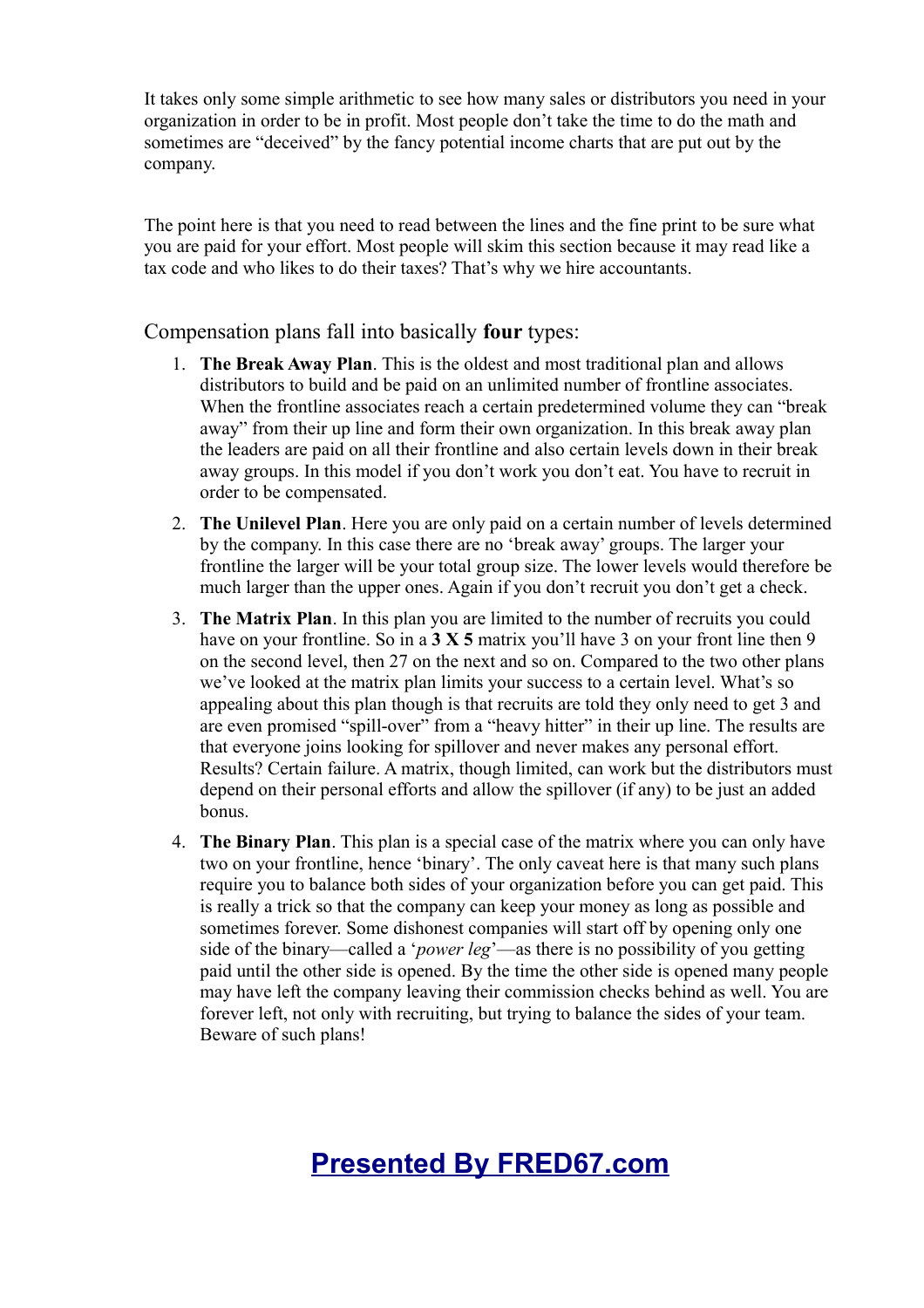It takes only some simple arithmetic to see how many sales or distributors you need in your organization in order to be in profit. Most people don't take the time to do the math and sometimes are "deceived" by the fancy potential income charts that are put out by the company.

The point here is that you need to read between the lines and the fine print to be sure what you are paid for your effort. Most people will skim this section because it may read like a tax code and who likes to do their taxes? That's why we hire accountants.

Compensation plans fall into basically **four** types:

1. **The Break Away Plan**. This is the oldest and most traditional plan and allows distributors to build and be paid on an unlimited number of frontline associates. When the frontline associates reach a certain predetermined volume they can "break away" from their up line and form their own organization. In this break away plan the leaders are paid on all their frontline and also certain levels down in their break away groups. In this model if you don't work you don't eat. You have to recruit in order to be compensated.
2. **The Unilevel Plan**. Here you are only paid on a certain number of levels determined by the company. In this case there are no 'break away' groups. The larger your frontline the larger will be your total group size. The lower levels would therefore be much larger than the upper ones. Again if you don't recruit you don't get a check.
3. **The Matrix Plan**. In this plan you are limited to the number of recruits you could have on your frontline. So in a **3 X 5** matrix you'll have 3 on your front line then 9 on the second level, then 27 on the next and so on. Compared to the two other plans we've looked at the matrix plan limits your success to a certain level. What's so appealing about this plan though is that recruits are told they only need to get 3 and are even promised "spill-over" from a "heavy hitter" in their up line. The results are that everyone joins looking for spillover and never makes any personal effort. Results? Certain failure. A matrix, though limited, can work but the distributors must depend on their personal efforts and allow the spillover (if any) to be just an added bonus.
4. **The Binary Plan**. This plan is a special case of the matrix where you can only have two on your frontline, hence 'binary'. The only caveat here is that many such plans require you to balance both sides of your organization before you can get paid. This is really a trick so that the company can keep your money as long as possible and sometimes forever. Some dishonest companies will start off by opening only one side of the binary—called a '*power leg*'—as there is no possibility of you getting paid until the other side is opened. By the time the other side is opened many people may have left the company leaving their commission checks behind as well. You are forever left, not only with recruiting, but trying to balance the sides of your team. Beware of such plans!

**Presented By FRED67.com**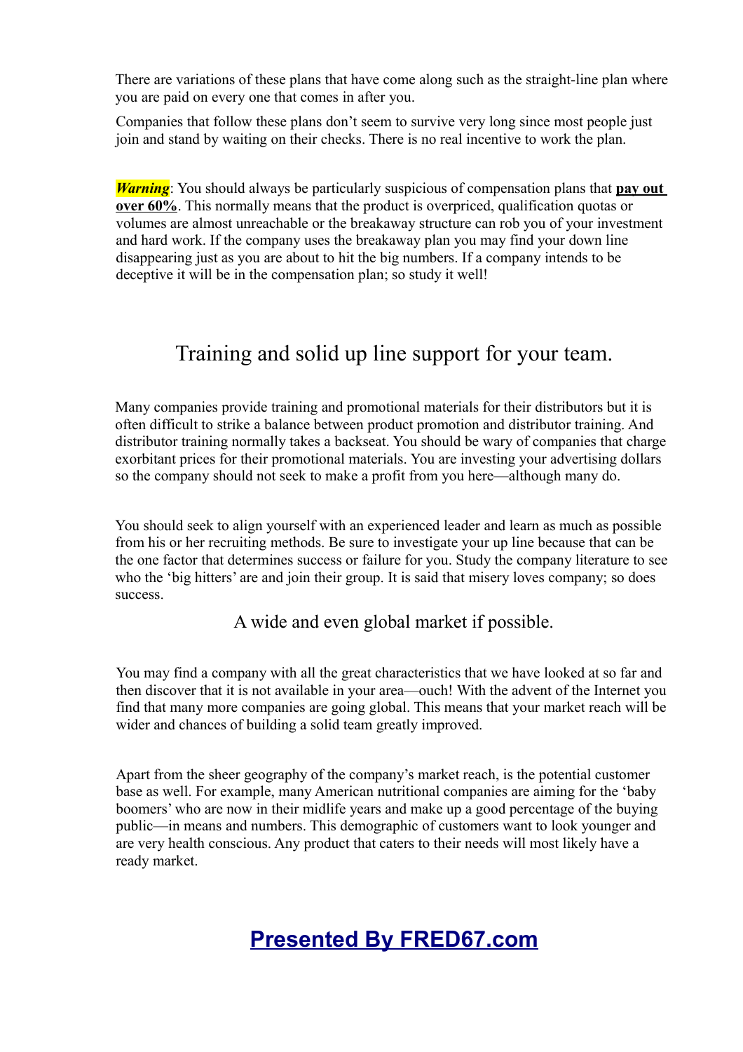There are variations of these plans that have come along such as the straight-line plan where you are paid on every one that comes in after you.

Companies that follow these plans don't seem to survive very long since most people just join and stand by waiting on their checks. There is no real incentive to work the plan.

***Warning***: You should always be particularly suspicious of compensation plans that **pay out over 60%**. This normally means that the product is overpriced, qualification quotas or volumes are almost unreachable or the breakaway structure can rob you of your investment and hard work. If the company uses the breakaway plan you may find your down line disappearing just as you are about to hit the big numbers. If a company intends to be deceptive it will be in the compensation plan; so study it well!

## Training and solid up line support for your team.

Many companies provide training and promotional materials for their distributors but it is often difficult to strike a balance between product promotion and distributor training. And distributor training normally takes a backseat. You should be wary of companies that charge exorbitant prices for their promotional materials. You are investing your advertising dollars so the company should not seek to make a profit from you here—although many do.

You should seek to align yourself with an experienced leader and learn as much as possible from his or her recruiting methods. Be sure to investigate your up line because that can be the one factor that determines success or failure for you. Study the company literature to see who the 'big hitters' are and join their group. It is said that misery loves company; so does success.

### A wide and even global market if possible.

You may find a company with all the great characteristics that we have looked at so far and then discover that it is not available in your area—ouch! With the advent of the Internet you find that many more companies are going global. This means that your market reach will be wider and chances of building a solid team greatly improved.

Apart from the sheer geography of the company's market reach, is the potential customer base as well. For example, many American nutritional companies are aiming for the 'baby boomers' who are now in their midlife years and make up a good percentage of the buying public—in means and numbers. This demographic of customers want to look younger and are very health conscious. Any product that caters to their needs will most likely have a ready market.

**Presented By FRED67.com**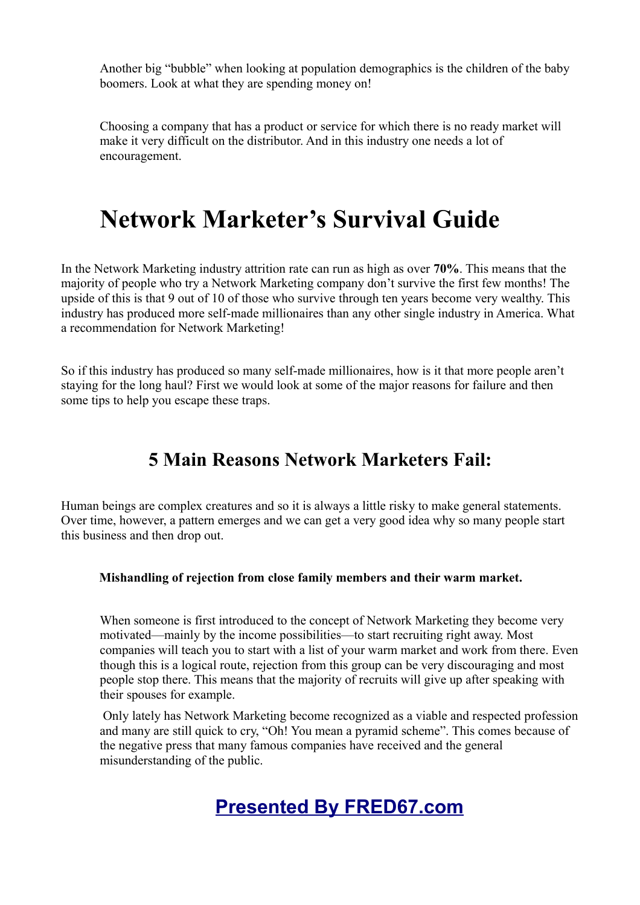Another big "bubble" when looking at population demographics is the children of the baby boomers. Look at what they are spending money on!

Choosing a company that has a product or service for which there is no ready market will make it very difficult on the distributor. And in this industry one needs a lot of encouragement.

# Network Marketer's Survival Guide

In the Network Marketing industry attrition rate can run as high as over **70%**. This means that the majority of people who try a Network Marketing company don't survive the first few months! The upside of this is that 9 out of 10 of those who survive through ten years become very wealthy. This industry has produced more self-made millionaires than any other single industry in America. What a recommendation for Network Marketing!

So if this industry has produced so many self-made millionaires, how is it that more people aren't staying for the long haul? First we would look at some of the major reasons for failure and then some tips to help you escape these traps.

## 5 Main Reasons Network Marketers Fail:

Human beings are complex creatures and so it is always a little risky to make general statements. Over time, however, a pattern emerges and we can get a very good idea why so many people start this business and then drop out.

**Mishandling of rejection from close family members and their warm market.**

When someone is first introduced to the concept of Network Marketing they become very motivated—mainly by the income possibilities—to start recruiting right away. Most companies will teach you to start with a list of your warm market and work from there. Even though this is a logical route, rejection from this group can be very discouraging and most people stop there. This means that the majority of recruits will give up after speaking with their spouses for example.

Only lately has Network Marketing become recognized as a viable and respected profession and many are still quick to cry, "Oh! You mean a pyramid scheme". This comes because of the negative press that many famous companies have received and the general misunderstanding of the public.

**Presented By FRED67.com**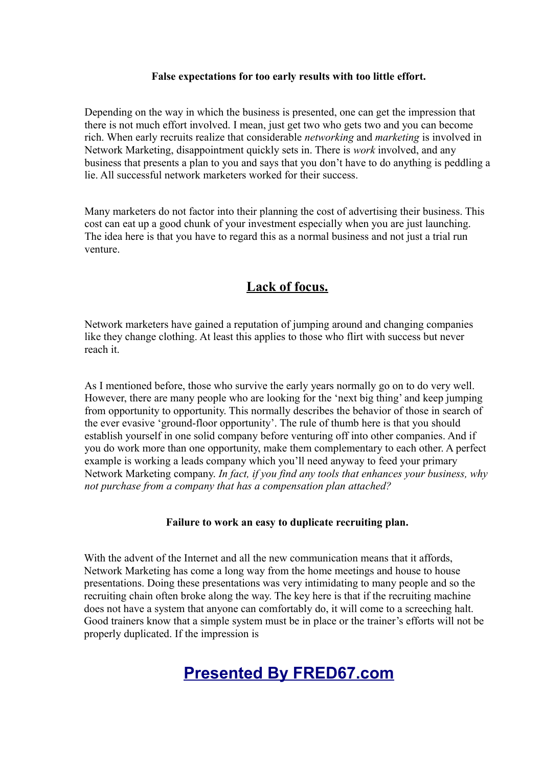**False expectations for too early results with too little effort.**

Depending on the way in which the business is presented, one can get the impression that there is not much effort involved. I mean, just get two who gets two and you can become rich. When early recruits realize that considerable *networking* and *marketing* is involved in Network Marketing, disappointment quickly sets in. There is *work* involved, and any business that presents a plan to you and says that you don't have to do anything is peddling a lie. All successful network marketers worked for their success.

Many marketers do not factor into their planning the cost of advertising their business. This cost can eat up a good chunk of your investment especially when you are just launching. The idea here is that you have to regard this as a normal business and not just a trial run venture.

## Lack of focus.

Network marketers have gained a reputation of jumping around and changing companies like they change clothing. At least this applies to those who flirt with success but never reach it.

As I mentioned before, those who survive the early years normally go on to do very well. However, there are many people who are looking for the 'next big thing' and keep jumping from opportunity to opportunity. This normally describes the behavior of those in search of the ever evasive 'ground-floor opportunity'. The rule of thumb here is that you should establish yourself in one solid company before venturing off into other companies. And if you do work more than one opportunity, make them complementary to each other. A perfect example is working a leads company which you'll need anyway to feed your primary Network Marketing company. *In fact, if you find any tools that enhances your business, why not purchase from a company that has a compensation plan attached?*

**Failure to work an easy to duplicate recruiting plan.**

With the advent of the Internet and all the new communication means that it affords, Network Marketing has come a long way from the home meetings and house to house presentations. Doing these presentations was very intimidating to many people and so the recruiting chain often broke along the way. The key here is that if the recruiting machine does not have a system that anyone can comfortably do, it will come to a screeching halt. Good trainers know that a simple system must be in place or the trainer's efforts will not be properly duplicated. If the impression is

**Presented By FRED67.com**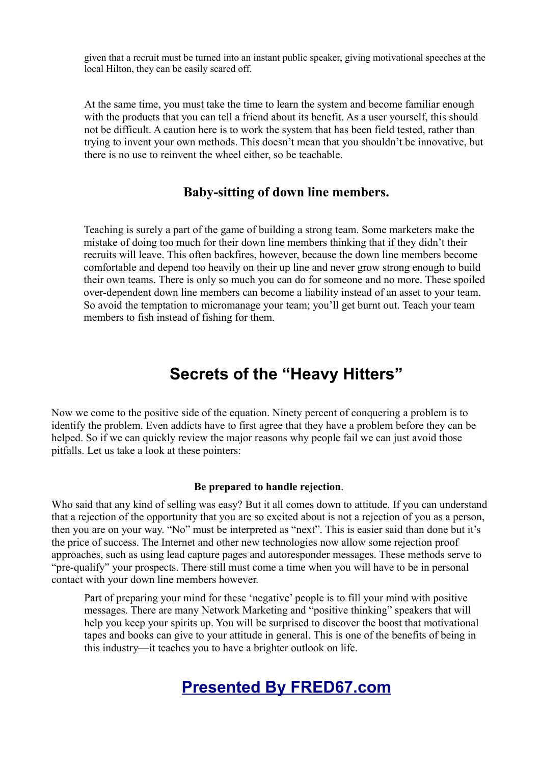given that a recruit must be turned into an instant public speaker, giving motivational speeches at the local Hilton, they can be easily scared off.

At the same time, you must take the time to learn the system and become familiar enough with the products that you can tell a friend about its benefit. As a user yourself, this should not be difficult. A caution here is to work the system that has been field tested, rather than trying to invent your own methods. This doesn't mean that you shouldn't be innovative, but there is no use to reinvent the wheel either, so be teachable.

### Baby-sitting of down line members.

Teaching is surely a part of the game of building a strong team. Some marketers make the mistake of doing too much for their down line members thinking that if they didn't their recruits will leave. This often backfires, however, because the down line members become comfortable and depend too heavily on their up line and never grow strong enough to build their own teams. There is only so much you can do for someone and no more. These spoiled over-dependent down line members can become a liability instead of an asset to your team. So avoid the temptation to micromanage your team; you'll get burnt out. Teach your team members to fish instead of fishing for them.

## Secrets of the "Heavy Hitters"

Now we come to the positive side of the equation. Ninety percent of conquering a problem is to identify the problem. Even addicts have to first agree that they have a problem before they can be helped. So if we can quickly review the major reasons why people fail we can just avoid those pitfalls. Let us take a look at these pointers:

**Be prepared to handle rejection**.

Who said that any kind of selling was easy? But it all comes down to attitude. If you can understand that a rejection of the opportunity that you are so excited about is not a rejection of you as a person, then you are on your way. "No" must be interpreted as "next". This is easier said than done but it's the price of success. The Internet and other new technologies now allow some rejection proof approaches, such as using lead capture pages and autoresponder messages. These methods serve to "pre-qualify" your prospects. There still must come a time when you will have to be in personal contact with your down line members however.

Part of preparing your mind for these 'negative' people is to fill your mind with positive messages. There are many Network Marketing and "positive thinking" speakers that will help you keep your spirits up. You will be surprised to discover the boost that motivational tapes and books can give to your attitude in general. This is one of the benefits of being in this industry—it teaches you to have a brighter outlook on life.

**Presented By FRED67.com**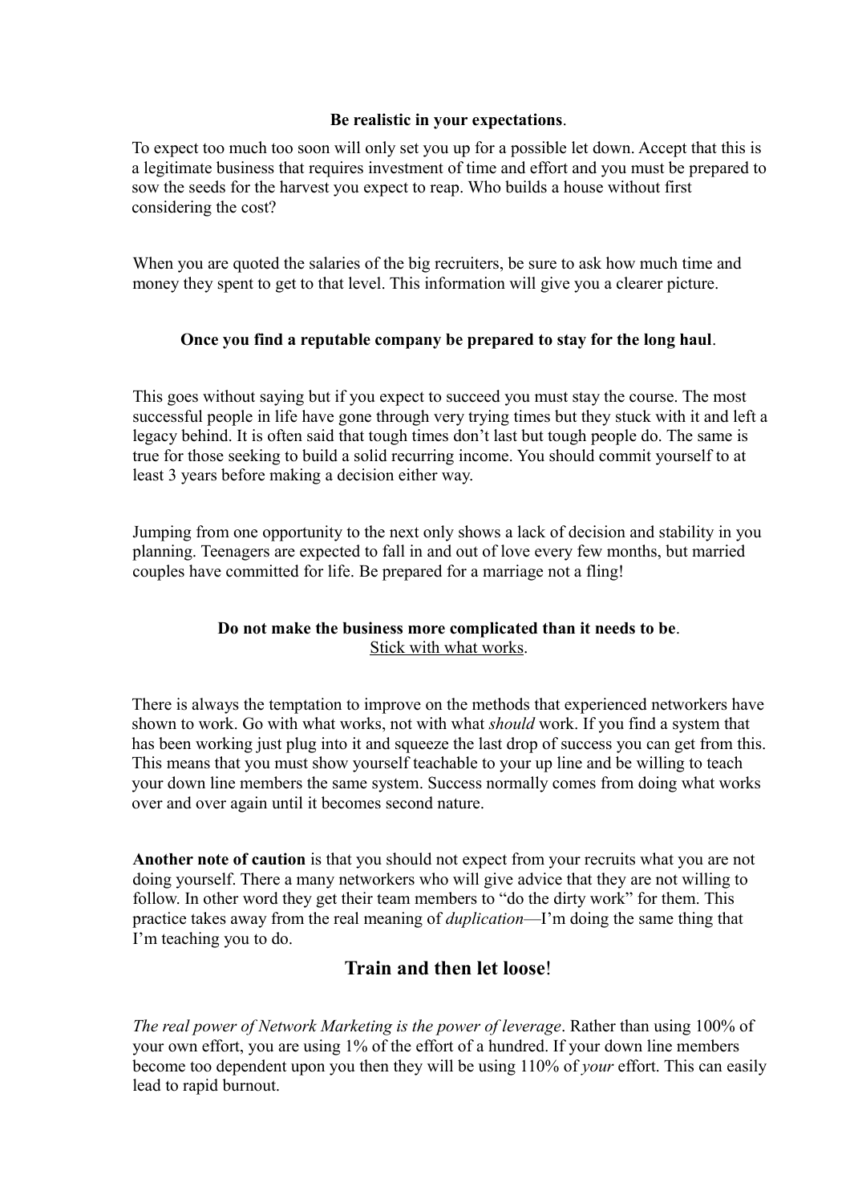**Be realistic in your expectations**.

To expect too much too soon will only set you up for a possible let down. Accept that this is a legitimate business that requires investment of time and effort and you must be prepared to sow the seeds for the harvest you expect to reap. Who builds a house without first considering the cost?

When you are quoted the salaries of the big recruiters, be sure to ask how much time and money they spent to get to that level. This information will give you a clearer picture.

**Once you find a reputable company be prepared to stay for the long haul**.

This goes without saying but if you expect to succeed you must stay the course. The most successful people in life have gone through very trying times but they stuck with it and left a legacy behind. It is often said that tough times don't last but tough people do. The same is true for those seeking to build a solid recurring income. You should commit yourself to at least 3 years before making a decision either way.

Jumping from one opportunity to the next only shows a lack of decision and stability in you planning. Teenagers are expected to fall in and out of love every few months, but married couples have committed for life. Be prepared for a marriage not a fling!

**Do not make the business more complicated than it needs to be**.
<u>Stick with what works</u>.

There is always the temptation to improve on the methods that experienced networkers have shown to work. Go with what works, not with what *should* work. If you find a system that has been working just plug into it and squeeze the last drop of success you can get from this. This means that you must show yourself teachable to your up line and be willing to teach your down line members the same system. Success normally comes from doing what works over and over again until it becomes second nature.

**Another note of caution** is that you should not expect from your recruits what you are not doing yourself. There a many networkers who will give advice that they are not willing to follow. In other word they get their team members to "do the dirty work" for them. This practice takes away from the real meaning of *duplication*—I'm doing the same thing that I'm teaching you to do.

## **Train and then let loose**!

*The real power of Network Marketing is the power of leverage*. Rather than using 100% of your own effort, you are using 1% of the effort of a hundred. If your down line members become too dependent upon you then they will be using 110% of *your* effort. This can easily lead to rapid burnout.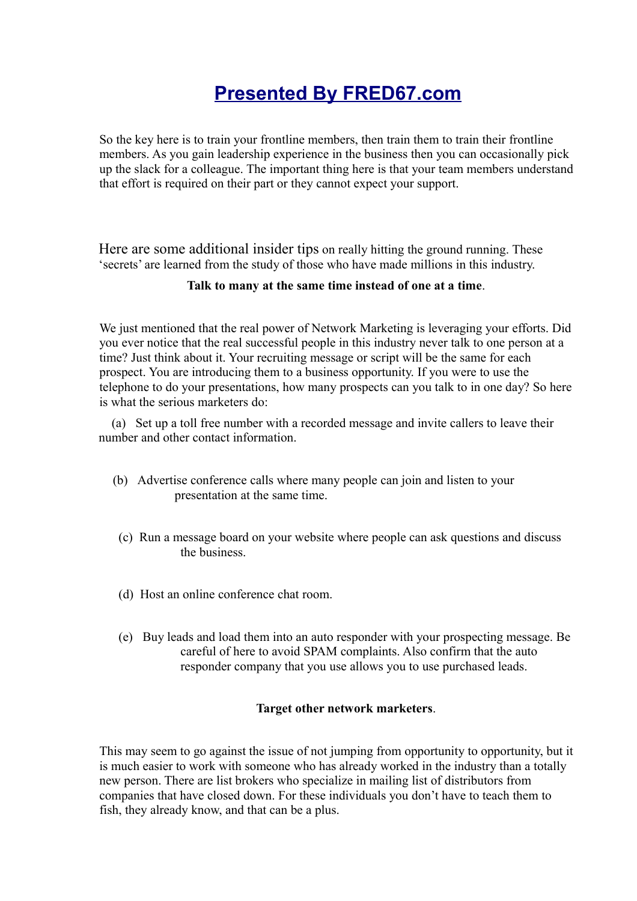# [Presented By FRED67.com](http://FRED67.com)

So the key here is to train your frontline members, then train them to train their frontline members. As you gain leadership experience in the business then you can occasionally pick up the slack for a colleague. The important thing here is that your team members understand that effort is required on their part or they cannot expect your support.

Here are some additional insider tips on really hitting the ground running. These 'secrets' are learned from the study of those who have made millions in this industry.

**Talk to many at the same time instead of one at a time**.

We just mentioned that the real power of Network Marketing is leveraging your efforts. Did you ever notice that the real successful people in this industry never talk to one person at a time? Just think about it. Your recruiting message or script will be the same for each prospect. You are introducing them to a business opportunity. If you were to use the telephone to do your presentations, how many prospects can you talk to in one day? So here is what the serious marketers do:

(a) Set up a toll free number with a recorded message and invite callers to leave their number and other contact information.

(b) Advertise conference calls where many people can join and listen to your presentation at the same time.

(c) Run a message board on your website where people can ask questions and discuss the business.

(d) Host an online conference chat room.

(e) Buy leads and load them into an auto responder with your prospecting message. Be careful of here to avoid SPAM complaints. Also confirm that the auto responder company that you use allows you to use purchased leads.

**Target other network marketers**.

This may seem to go against the issue of not jumping from opportunity to opportunity, but it is much easier to work with someone who has already worked in the industry than a totally new person. There are list brokers who specialize in mailing list of distributors from companies that have closed down. For these individuals you don't have to teach them to fish, they already know, and that can be a plus.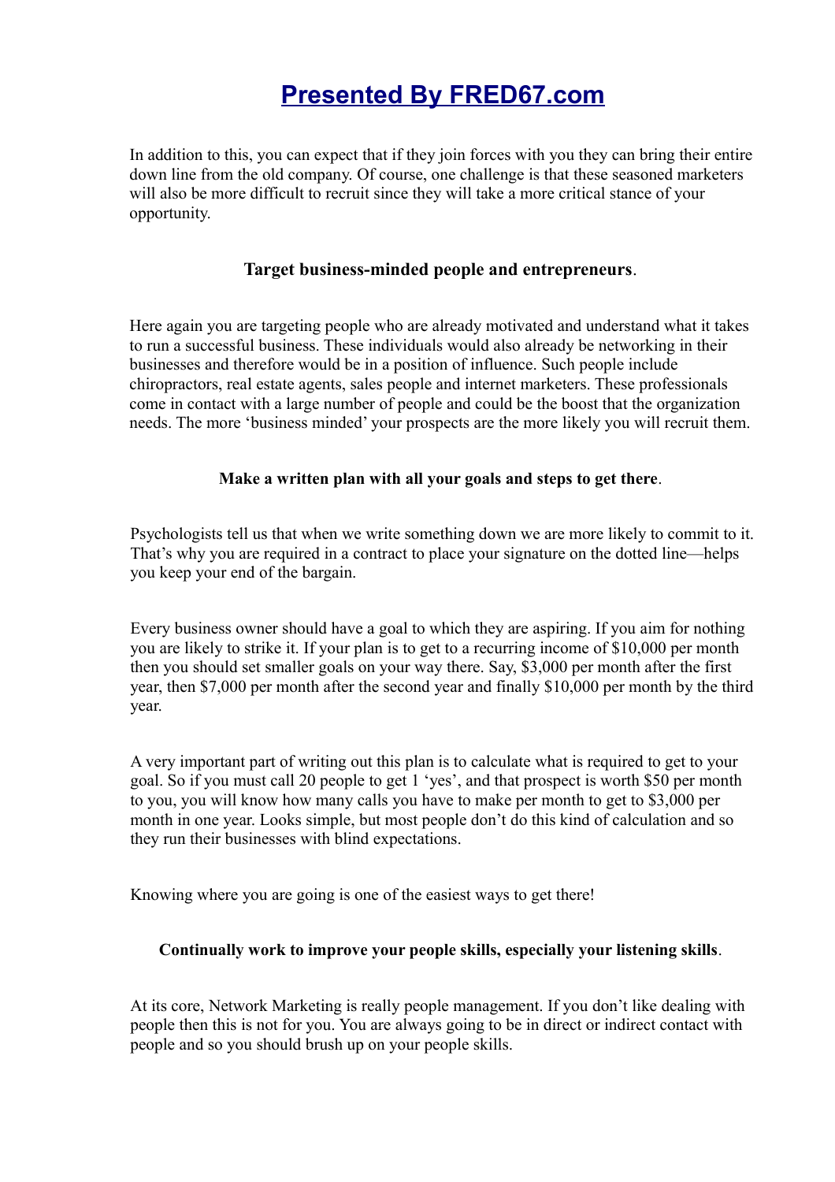# Presented By FRED67.com

In addition to this, you can expect that if they join forces with you they can bring their entire down line from the old company. Of course, one challenge is that these seasoned marketers will also be more difficult to recruit since they will take a more critical stance of your opportunity.

**Target business-minded people and entrepreneurs**.

Here again you are targeting people who are already motivated and understand what it takes to run a successful business. These individuals would also already be networking in their businesses and therefore would be in a position of influence. Such people include chiropractors, real estate agents, sales people and internet marketers. These professionals come in contact with a large number of people and could be the boost that the organization needs. The more 'business minded' your prospects are the more likely you will recruit them.

**Make a written plan with all your goals and steps to get there**.

Psychologists tell us that when we write something down we are more likely to commit to it. That's why you are required in a contract to place your signature on the dotted line—helps you keep your end of the bargain.

Every business owner should have a goal to which they are aspiring. If you aim for nothing you are likely to strike it. If your plan is to get to a recurring income of $10,000 per month then you should set smaller goals on your way there. Say, $3,000 per month after the first year, then $7,000 per month after the second year and finally $10,000 per month by the third year.

A very important part of writing out this plan is to calculate what is required to get to your goal. So if you must call 20 people to get 1 'yes', and that prospect is worth $50 per month to you, you will know how many calls you have to make per month to get to $3,000 per month in one year. Looks simple, but most people don't do this kind of calculation and so they run their businesses with blind expectations.

Knowing where you are going is one of the easiest ways to get there!

**Continually work to improve your people skills, especially your listening skills**.

At its core, Network Marketing is really people management. If you don't like dealing with people then this is not for you. You are always going to be in direct or indirect contact with people and so you should brush up on your people skills.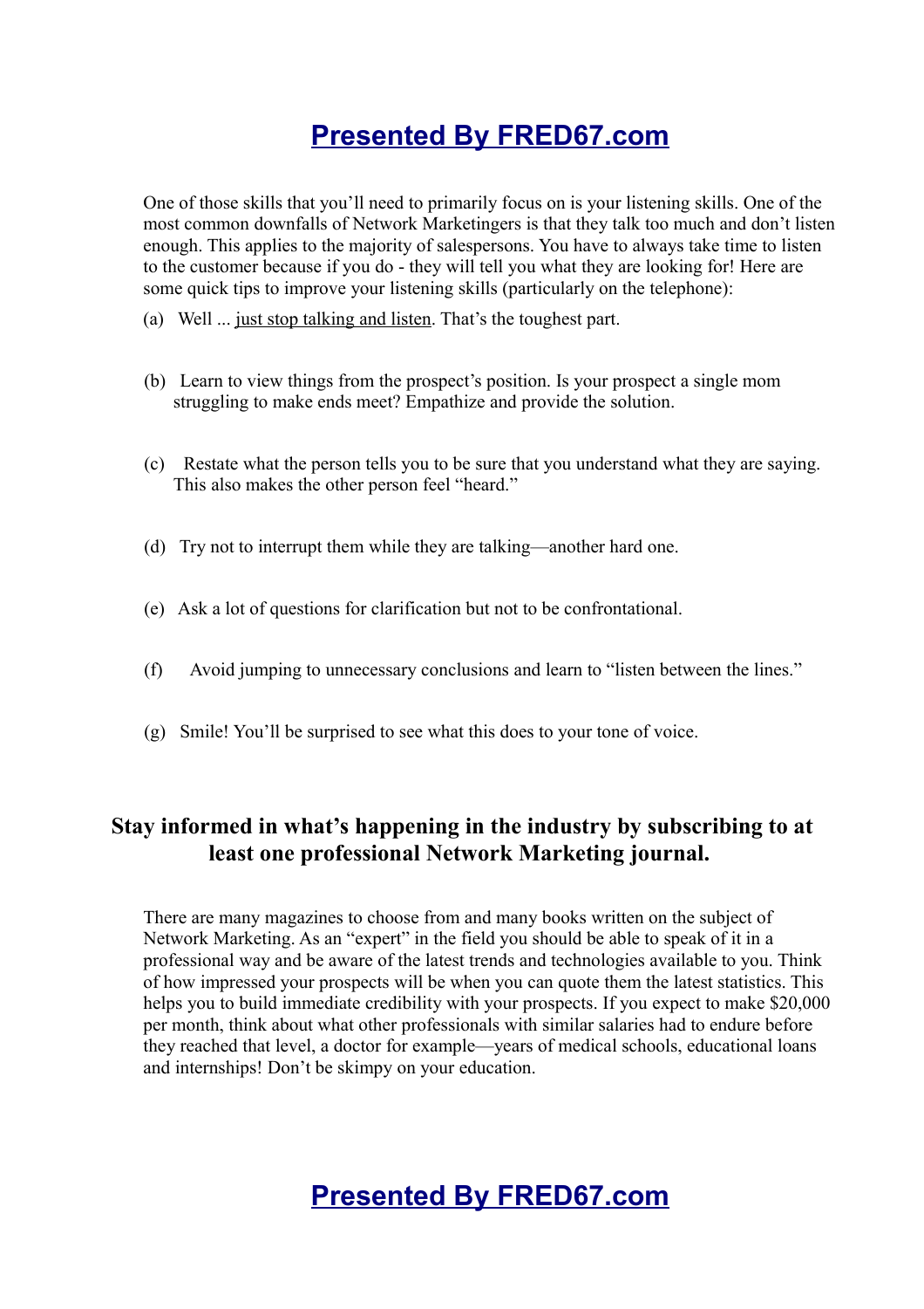One of those skills that you'll need to primarily focus on is your listening skills. One of the most common downfalls of Network Marketingers is that they talk too much and don't listen enough. This applies to the majority of salespersons. You have to always take time to listen to the customer because if you do - they will tell you what they are looking for! Here are some quick tips to improve your listening skills (particularly on the telephone):

(a) Well ... just stop talking and listen. That's the toughest part.

(b) Learn to view things from the prospect's position. Is your prospect a single mom struggling to make ends meet? Empathize and provide the solution.

(c) Restate what the person tells you to be sure that you understand what they are saying. This also makes the other person feel "heard."

(d) Try not to interrupt them while they are talking—another hard one.

(e) Ask a lot of questions for clarification but not to be confrontational.

(f) Avoid jumping to unnecessary conclusions and learn to "listen between the lines."

(g) Smile! You'll be surprised to see what this does to your tone of voice.

## Stay informed in what's happening in the industry by subscribing to at least one professional Network Marketing journal.

There are many magazines to choose from and many books written on the subject of Network Marketing. As an "expert" in the field you should be able to speak of it in a professional way and be aware of the latest trends and technologies available to you. Think of how impressed your prospects will be when you can quote them the latest statistics. This helps you to build immediate credibility with your prospects. If you expect to make $20,000 per month, think about what other professionals with similar salaries had to endure before they reached that level, a doctor for example—years of medical schools, educational loans and internships! Don't be skimpy on your education.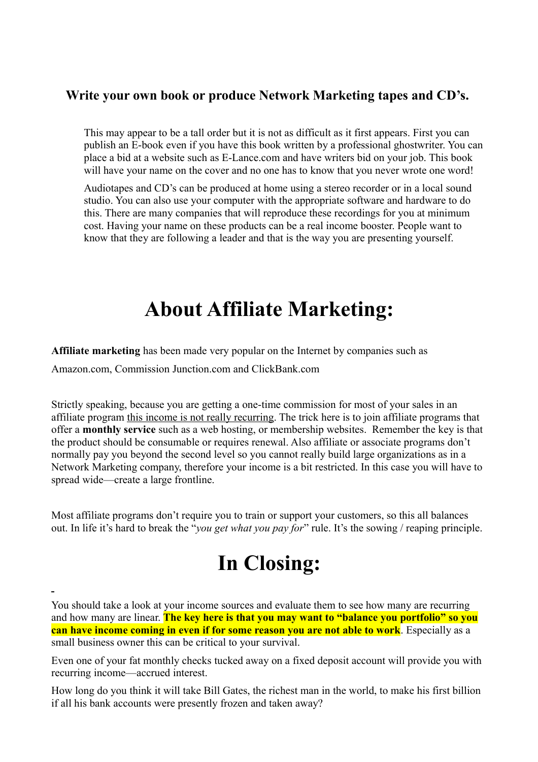### Write your own book or produce Network Marketing tapes and CD's.

This may appear to be a tall order but it is not as difficult as it first appears. First you can publish an E-book even if you have this book written by a professional ghostwriter. You can place a bid at a website such as E-Lance.com and have writers bid on your job. This book will have your name on the cover and no one has to know that you never wrote one word!

Audiotapes and CD's can be produced at home using a stereo recorder or in a local sound studio. You can also use your computer with the appropriate software and hardware to do this. There are many companies that will reproduce these recordings for you at minimum cost. Having your name on these products can be a real income booster. People want to know that they are following a leader and that is the way you are presenting yourself.

# About Affiliate Marketing:

**Affiliate marketing** has been made very popular on the Internet by companies such as Amazon.com, Commission Junction.com and ClickBank.com

Strictly speaking, because you are getting a one-time commission for most of your sales in an affiliate program this income is not really recurring. The trick here is to join affiliate programs that offer a **monthly service** such as a web hosting, or membership websites. Remember the key is that the product should be consumable or requires renewal. Also affiliate or associate programs don't normally pay you beyond the second level so you cannot really build large organizations as in a Network Marketing company, therefore your income is a bit restricted. In this case you will have to spread wide—create a large frontline.

Most affiliate programs don't require you to train or support your customers, so this all balances out. In life it's hard to break the "*you get what you pay for*" rule. It's the sowing / reaping principle.

# In Closing:

You should take a look at your income sources and evaluate them to see how many are recurring and how many are linear. **The key here is that you may want to "balance you portfolio" so you can have income coming in even if for some reason you are not able to work**. Especially as a small business owner this can be critical to your survival.

Even one of your fat monthly checks tucked away on a fixed deposit account will provide you with recurring income—accrued interest.

How long do you think it will take Bill Gates, the richest man in the world, to make his first billion if all his bank accounts were presently frozen and taken away?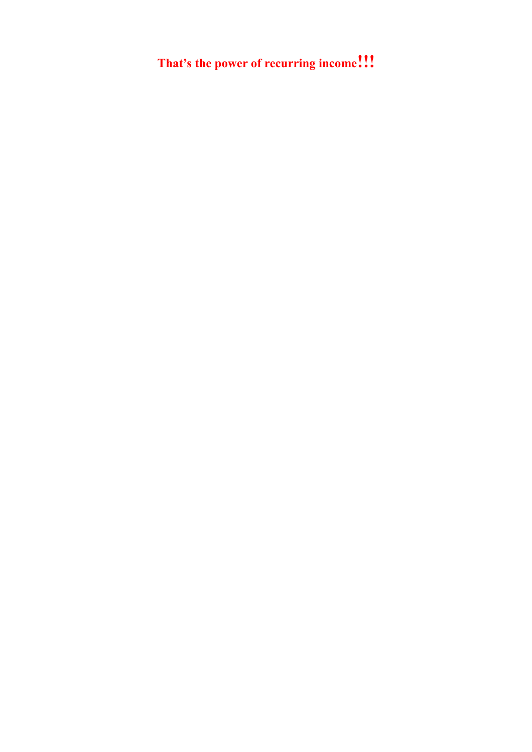**That’s the power of recurring income!!!**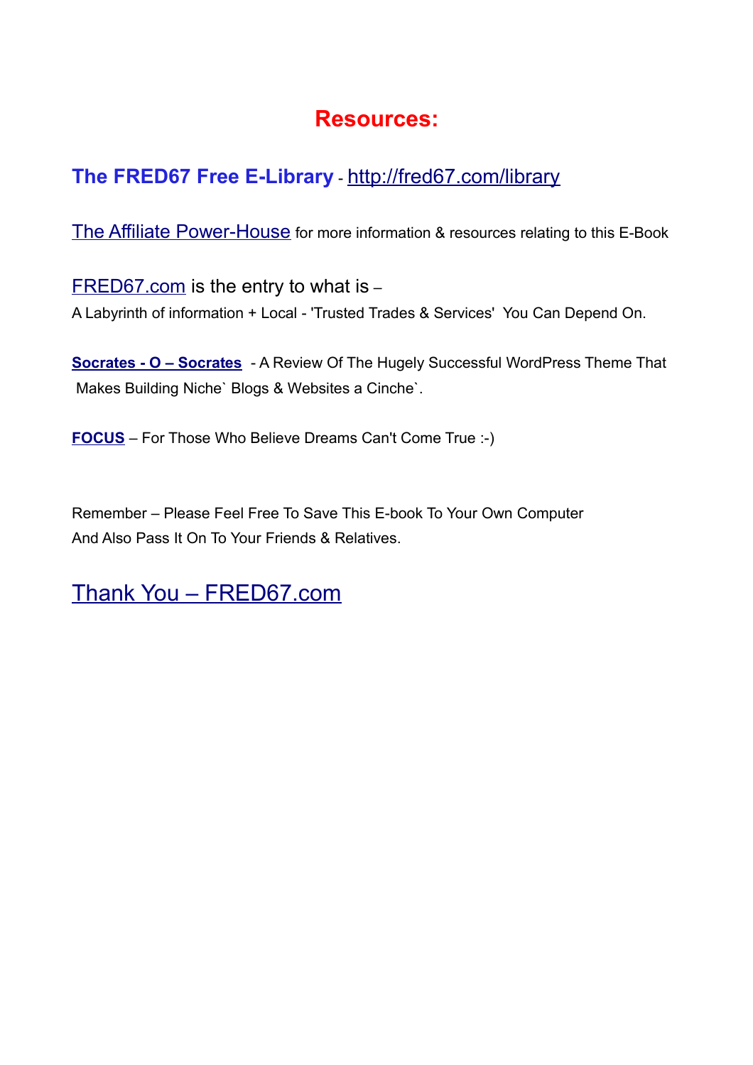# Resources:

**The FRED67 Free E-Library** - http://fred67.com/library

The Affiliate Power-House for more information & resources relating to this E-Book

FRED67.com is the entry to what is –
A Labyrinth of information + Local - 'Trusted Trades & Services' You Can Depend On.

**Socrates - O – Socrates** - A Review Of The Hugely Successful WordPress Theme That Makes Building Niche` Blogs & Websites a Cinche`.

**FOCUS** – For Those Who Believe Dreams Can't Come True :-)

Remember – Please Feel Free To Save This E-book To Your Own Computer
And Also Pass It On To Your Friends & Relatives.

Thank You – FRED67.com